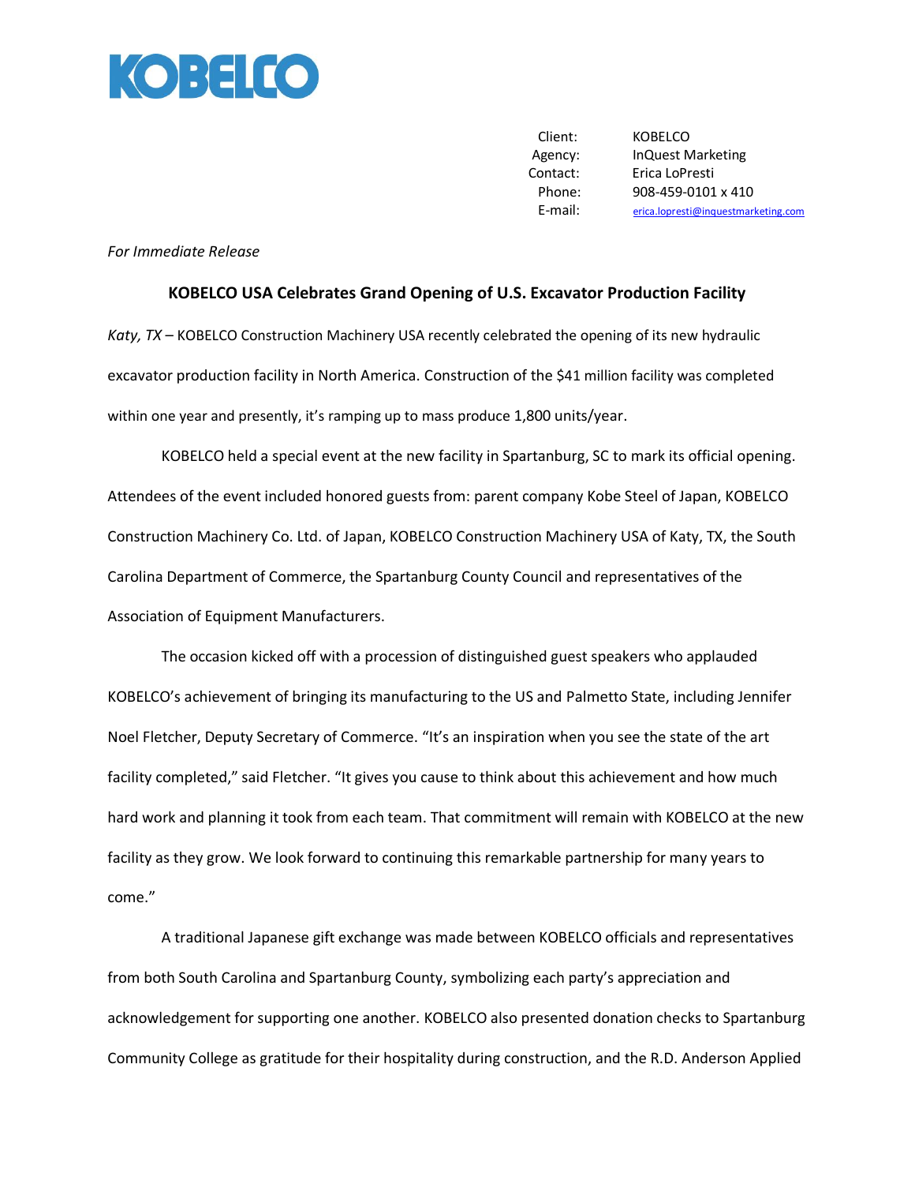KOBELCO

| | |
|---|---|
| Client: | KOBELCO |
| Agency: | InQuest Marketing |
| Contact: | Erica LoPresti |
| Phone: | 908-459-0101 x 410 |
| E-mail: | erica.lopresti@inquestmarketing.com |

*For Immediate Release*

**KOBELCO USA Celebrates Grand Opening of U.S. Excavator Production Facility**

*Katy, TX* – KOBELCO Construction Machinery USA recently celebrated the opening of its new hydraulic excavator production facility in North America. Construction of the $41 million facility was completed within one year and presently, it's ramping up to mass produce 1,800 units/year.

KOBELCO held a special event at the new facility in Spartanburg, SC to mark its official opening. Attendees of the event included honored guests from: parent company Kobe Steel of Japan, KOBELCO Construction Machinery Co. Ltd. of Japan, KOBELCO Construction Machinery USA of Katy, TX, the South Carolina Department of Commerce, the Spartanburg County Council and representatives of the Association of Equipment Manufacturers.

The occasion kicked off with a procession of distinguished guest speakers who applauded KOBELCO's achievement of bringing its manufacturing to the US and Palmetto State, including Jennifer Noel Fletcher, Deputy Secretary of Commerce. "It's an inspiration when you see the state of the art facility completed," said Fletcher. "It gives you cause to think about this achievement and how much hard work and planning it took from each team. That commitment will remain with KOBELCO at the new facility as they grow. We look forward to continuing this remarkable partnership for many years to come."

A traditional Japanese gift exchange was made between KOBELCO officials and representatives from both South Carolina and Spartanburg County, symbolizing each party's appreciation and acknowledgement for supporting one another. KOBELCO also presented donation checks to Spartanburg Community College as gratitude for their hospitality during construction, and the R.D. Anderson Applied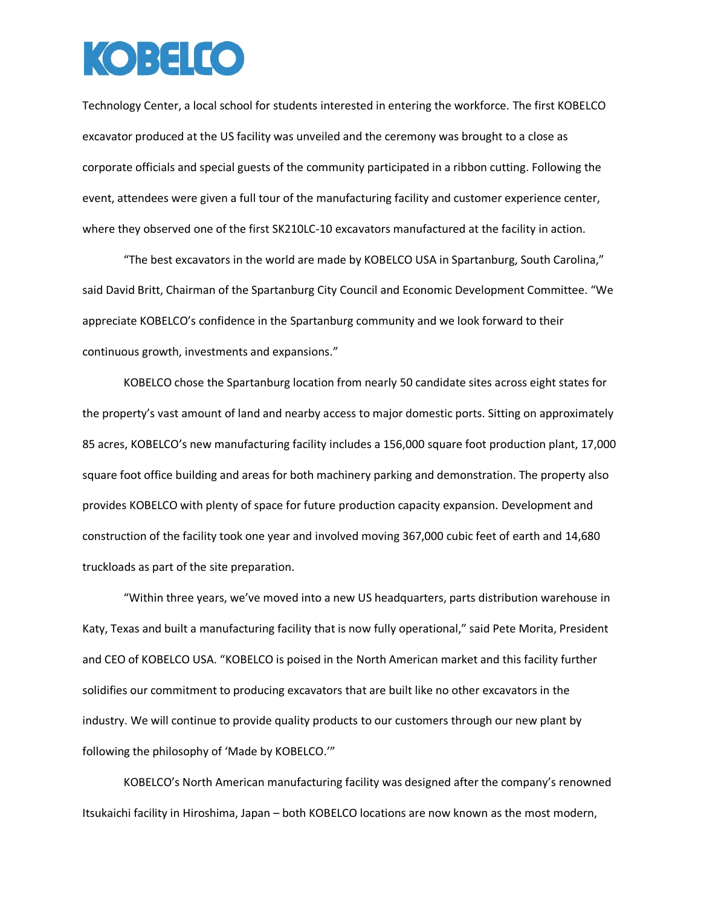Technology Center, a local school for students interested in entering the workforce. The first KOBELCO excavator produced at the US facility was unveiled and the ceremony was brought to a close as corporate officials and special guests of the community participated in a ribbon cutting. Following the event, attendees were given a full tour of the manufacturing facility and customer experience center, where they observed one of the first SK210LC-10 excavators manufactured at the facility in action.

"The best excavators in the world are made by KOBELCO USA in Spartanburg, South Carolina," said David Britt, Chairman of the Spartanburg City Council and Economic Development Committee. "We appreciate KOBELCO's confidence in the Spartanburg community and we look forward to their continuous growth, investments and expansions."

KOBELCO chose the Spartanburg location from nearly 50 candidate sites across eight states for the property's vast amount of land and nearby access to major domestic ports. Sitting on approximately 85 acres, KOBELCO's new manufacturing facility includes a 156,000 square foot production plant, 17,000 square foot office building and areas for both machinery parking and demonstration. The property also provides KOBELCO with plenty of space for future production capacity expansion. Development and construction of the facility took one year and involved moving 367,000 cubic feet of earth and 14,680 truckloads as part of the site preparation.

"Within three years, we've moved into a new US headquarters, parts distribution warehouse in Katy, Texas and built a manufacturing facility that is now fully operational," said Pete Morita, President and CEO of KOBELCO USA. "KOBELCO is poised in the North American market and this facility further solidifies our commitment to producing excavators that are built like no other excavators in the industry. We will continue to provide quality products to our customers through our new plant by following the philosophy of 'Made by KOBELCO.'"

KOBELCO's North American manufacturing facility was designed after the company's renowned Itsukaichi facility in Hiroshima, Japan – both KOBELCO locations are now known as the most modern,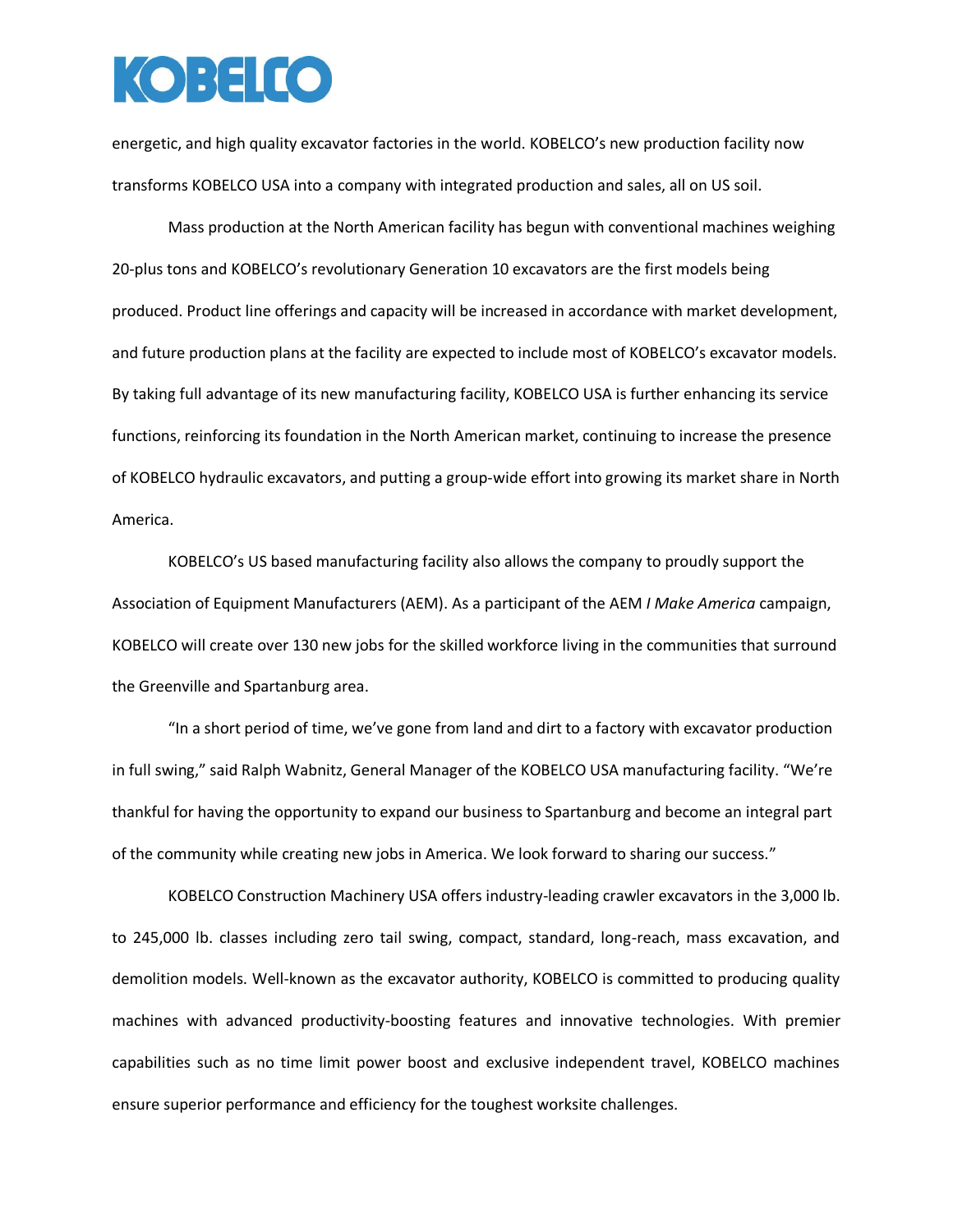energetic, and high quality excavator factories in the world. KOBELCO's new production facility now transforms KOBELCO USA into a company with integrated production and sales, all on US soil.

Mass production at the North American facility has begun with conventional machines weighing 20-plus tons and KOBELCO's revolutionary Generation 10 excavators are the first models being produced. Product line offerings and capacity will be increased in accordance with market development, and future production plans at the facility are expected to include most of KOBELCO's excavator models. By taking full advantage of its new manufacturing facility, KOBELCO USA is further enhancing its service functions, reinforcing its foundation in the North American market, continuing to increase the presence of KOBELCO hydraulic excavators, and putting a group-wide effort into growing its market share in North America.

KOBELCO's US based manufacturing facility also allows the company to proudly support the Association of Equipment Manufacturers (AEM). As a participant of the AEM *I Make America* campaign, KOBELCO will create over 130 new jobs for the skilled workforce living in the communities that surround the Greenville and Spartanburg area.

"In a short period of time, we've gone from land and dirt to a factory with excavator production in full swing," said Ralph Wabnitz, General Manager of the KOBELCO USA manufacturing facility. "We're thankful for having the opportunity to expand our business to Spartanburg and become an integral part of the community while creating new jobs in America. We look forward to sharing our success."

KOBELCO Construction Machinery USA offers industry-leading crawler excavators in the 3,000 lb. to 245,000 lb. classes including zero tail swing, compact, standard, long-reach, mass excavation, and demolition models. Well-known as the excavator authority, KOBELCO is committed to producing quality machines with advanced productivity-boosting features and innovative technologies. With premier capabilities such as no time limit power boost and exclusive independent travel, KOBELCO machines ensure superior performance and efficiency for the toughest worksite challenges.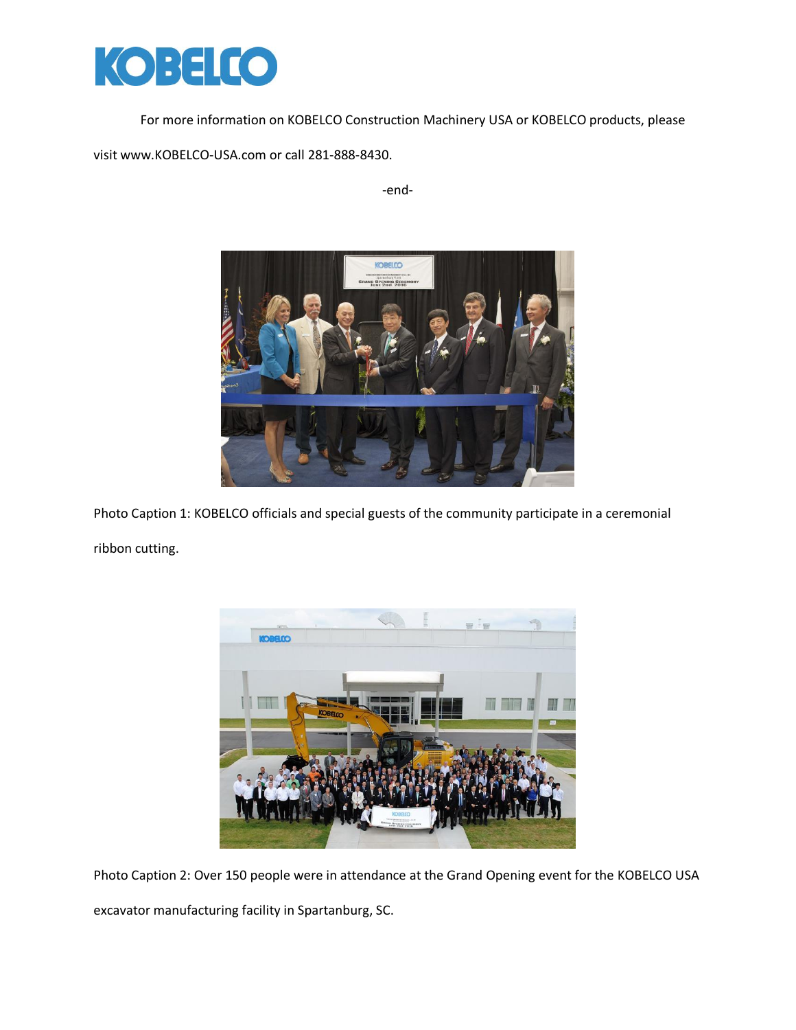For more information on KOBELCO Construction Machinery USA or KOBELCO products, please visit www.KOBELCO-USA.com or call 281-888-8430.

-end-

Photo Caption 1: KOBELCO officials and special guests of the community participate in a ceremonial ribbon cutting.

Photo Caption 2: Over 150 people were in attendance at the Grand Opening event for the KOBELCO USA excavator manufacturing facility in Spartanburg, SC.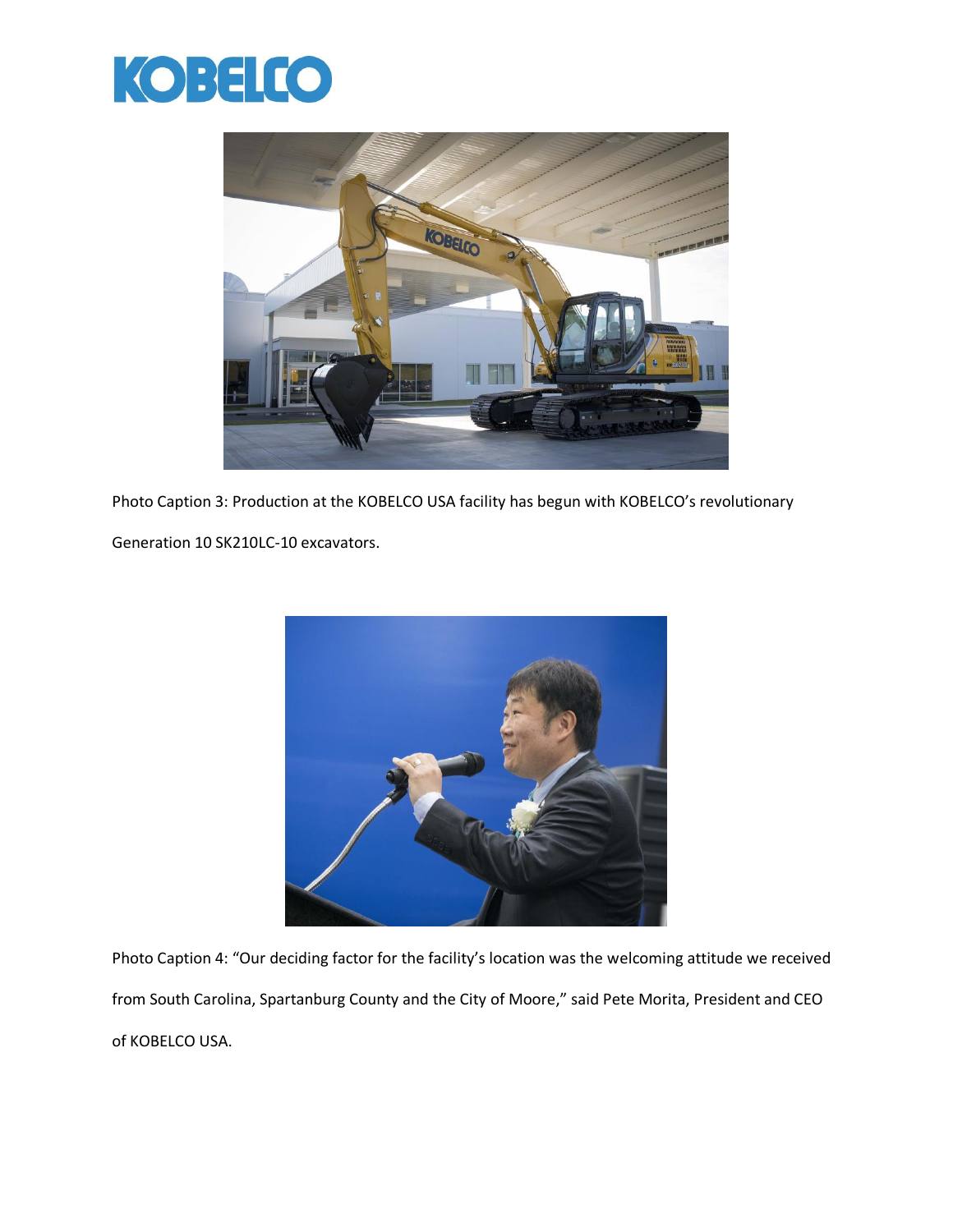Photo Caption 3: Production at the KOBELCO USA facility has begun with KOBELCO's revolutionary Generation 10 SK210LC-10 excavators.

Photo Caption 4: "Our deciding factor for the facility's location was the welcoming attitude we received from South Carolina, Spartanburg County and the City of Moore," said Pete Morita, President and CEO of KOBELCO USA.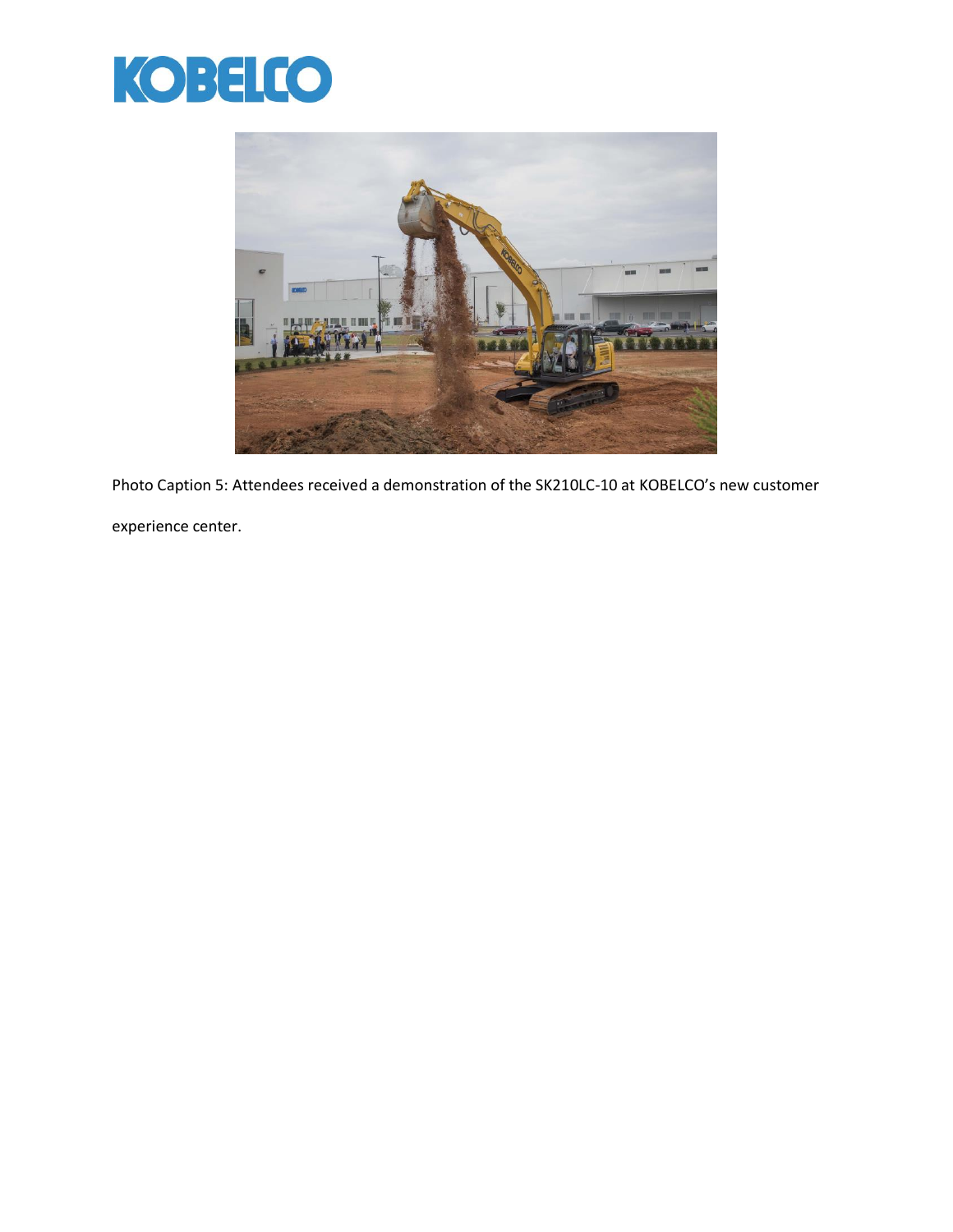Photo Caption 5: Attendees received a demonstration of the SK210LC-10 at KOBELCO's new customer experience center.